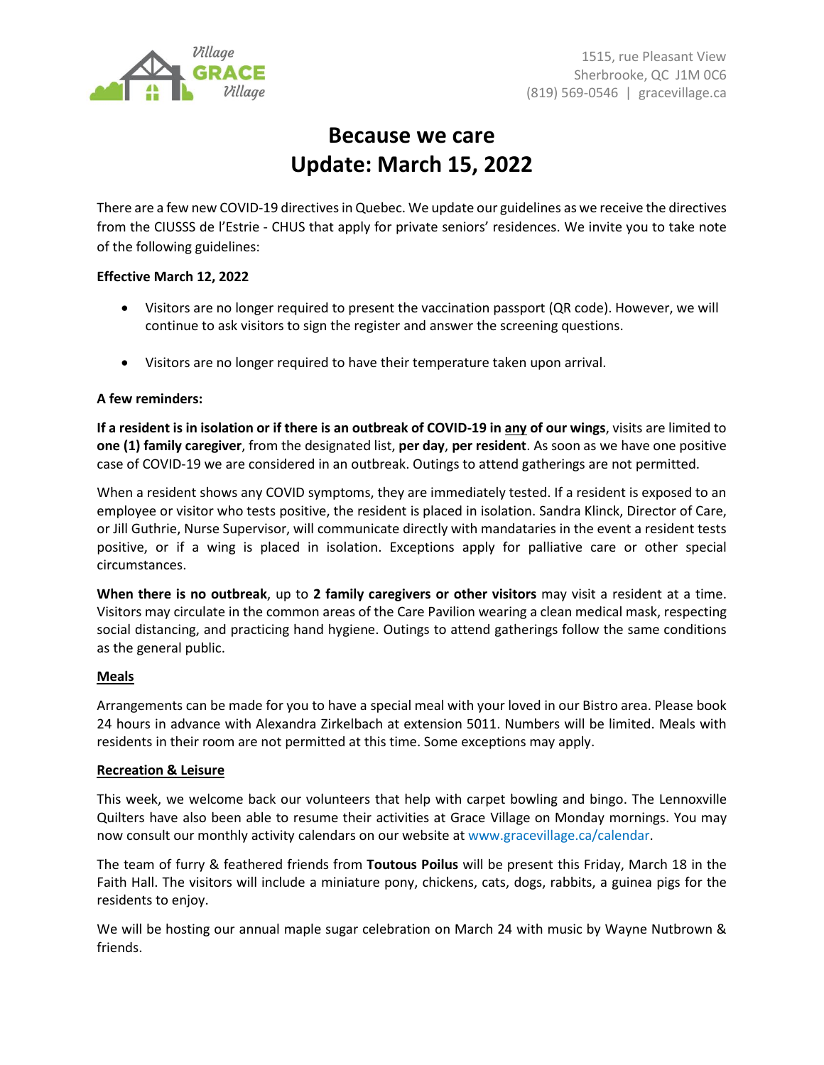Village GRACE Village

1515, rue Pleasant View
Sherbrooke, QC J1M 0C6
(819) 569-0546 | gracevillage.ca

# Because we care
# Update: March 15, 2022

There are a few new COVID-19 directives in Quebec. We update our guidelines as we receive the directives from the CIUSSS de l'Estrie - CHUS that apply for private seniors' residences. We invite you to take note of the following guidelines:

**Effective March 12, 2022**

- Visitors are no longer required to present the vaccination passport (QR code). However, we will continue to ask visitors to sign the register and answer the screening questions.
- Visitors are no longer required to have their temperature taken upon arrival.

**A few reminders:**

**If a resident is in isolation or if there is an outbreak of COVID-19 in <u>any</u> of our wings**, visits are limited to **one (1) family caregiver**, from the designated list, **per day**, **per resident**. As soon as we have one positive case of COVID-19 we are considered in an outbreak. Outings to attend gatherings are not permitted.

When a resident shows any COVID symptoms, they are immediately tested. If a resident is exposed to an employee or visitor who tests positive, the resident is placed in isolation. Sandra Klinck, Director of Care, or Jill Guthrie, Nurse Supervisor, will communicate directly with mandataries in the event a resident tests positive, or if a wing is placed in isolation. Exceptions apply for palliative care or other special circumstances.

**When there is no outbreak**, up to **2 family caregivers or other visitors** may visit a resident at a time. Visitors may circulate in the common areas of the Care Pavilion wearing a clean medical mask, respecting social distancing, and practicing hand hygiene. Outings to attend gatherings follow the same conditions as the general public.

**<u>Meals</u>**

Arrangements can be made for you to have a special meal with your loved in our Bistro area. Please book 24 hours in advance with Alexandra Zirkelbach at extension 5011. Numbers will be limited. Meals with residents in their room are not permitted at this time. Some exceptions may apply.

**<u>Recreation & Leisure</u>**

This week, we welcome back our volunteers that help with carpet bowling and bingo. The Lennoxville Quilters have also been able to resume their activities at Grace Village on Monday mornings. You may now consult our monthly activity calendars on our website at www.gracevillage.ca/calendar.

The team of furry & feathered friends from **Toutous Poilus** will be present this Friday, March 18 in the Faith Hall. The visitors will include a miniature pony, chickens, cats, dogs, rabbits, a guinea pigs for the residents to enjoy.

We will be hosting our annual maple sugar celebration on March 24 with music by Wayne Nutbrown & friends.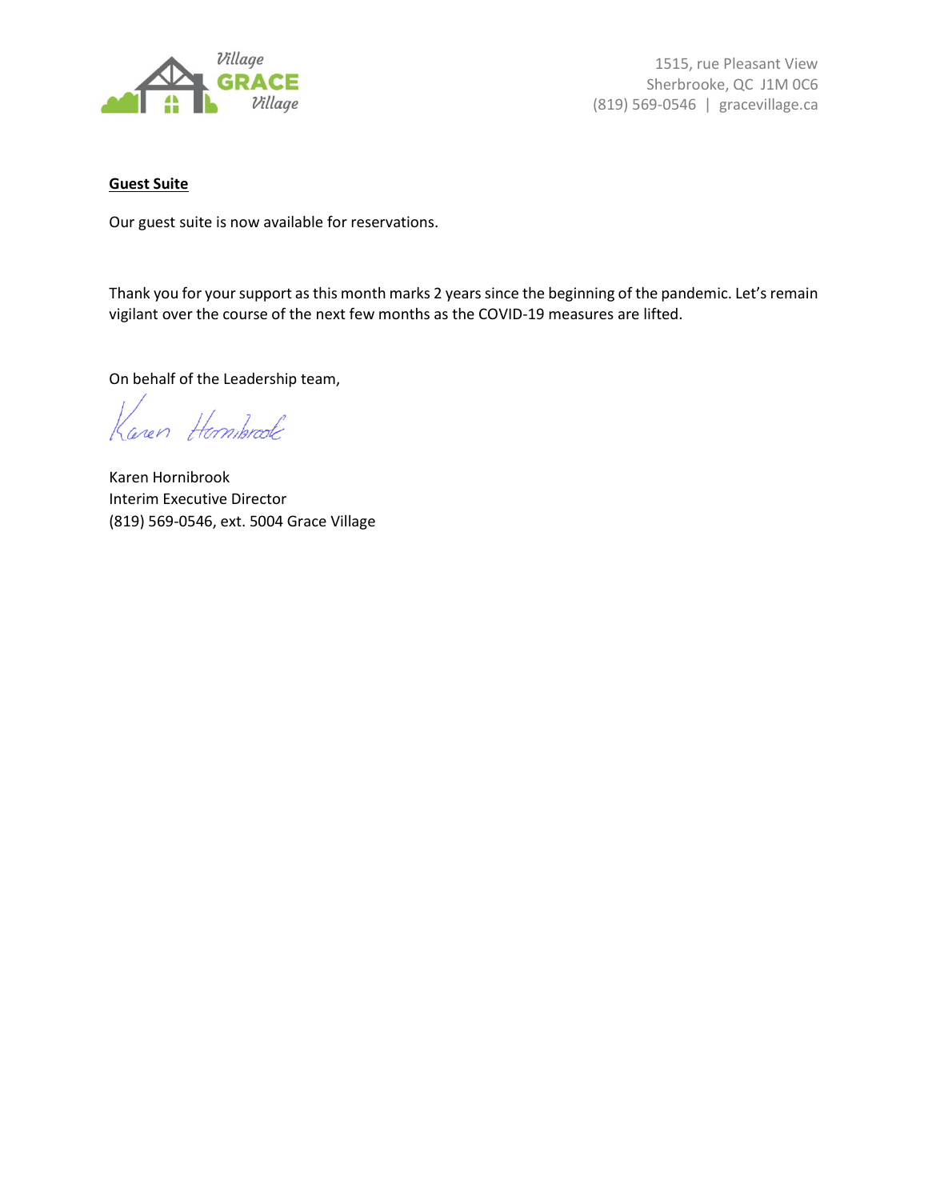**Guest Suite**

Our guest suite is now available for reservations.

Thank you for your support as this month marks 2 years since the beginning of the pandemic. Let's remain vigilant over the course of the next few months as the COVID-19 measures are lifted.

On behalf of the Leadership team,

Karen Hornibrook
Interim Executive Director
(819) 569-0546, ext. 5004 Grace Village